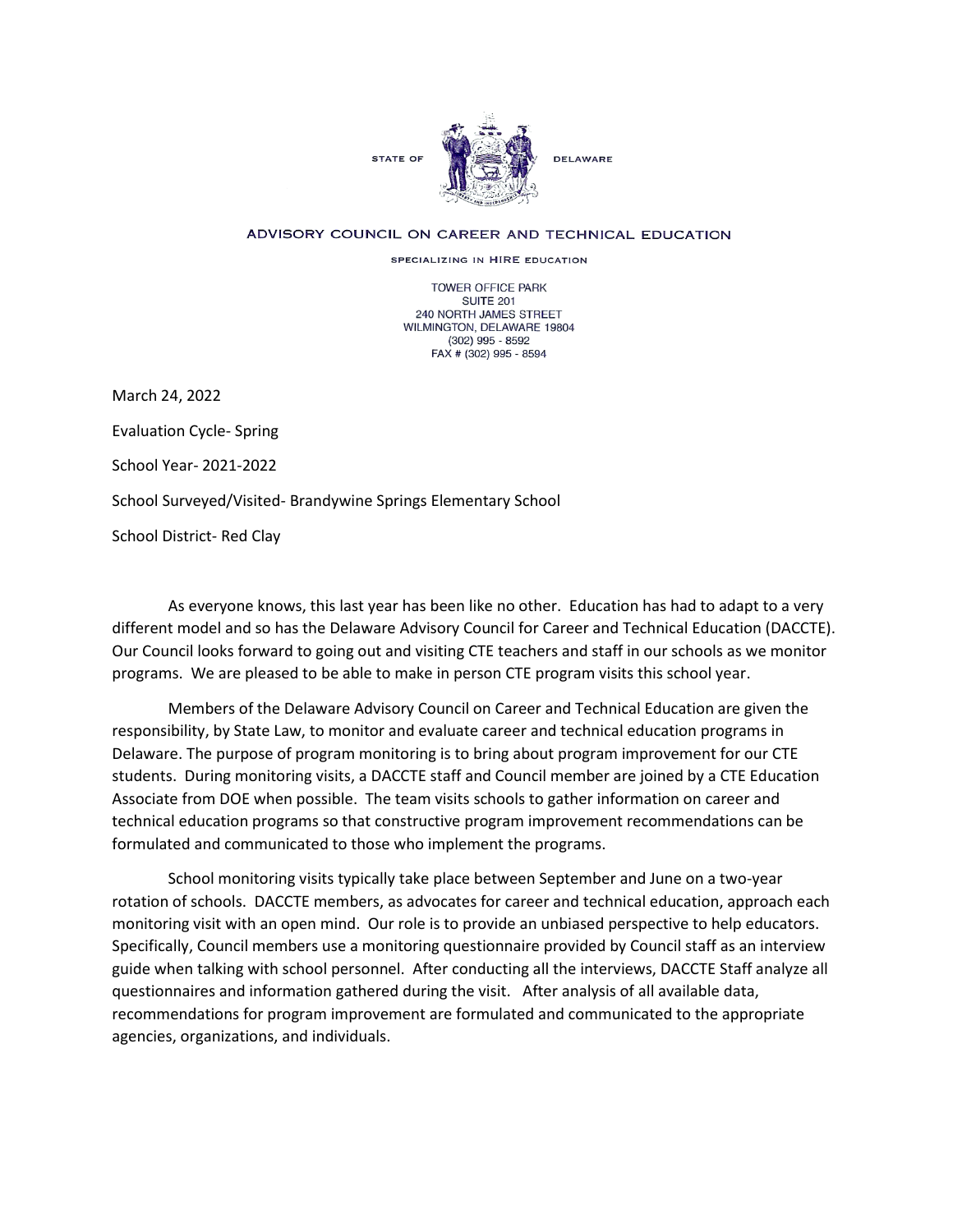STATE OF DELAWARE

ADVISORY COUNCIL ON CAREER AND TECHNICAL EDUCATION

SPECIALIZING IN HIRE EDUCATION

TOWER OFFICE PARK
SUITE 201
240 NORTH JAMES STREET
WILMINGTON, DELAWARE 19804
(302) 995 - 8592
FAX # (302) 995 - 8594

March 24, 2022

Evaluation Cycle- Spring

School Year- 2021-2022

School Surveyed/Visited- Brandywine Springs Elementary School

School District- Red Clay

As everyone knows, this last year has been like no other. Education has had to adapt to a very different model and so has the Delaware Advisory Council for Career and Technical Education (DACCTE). Our Council looks forward to going out and visiting CTE teachers and staff in our schools as we monitor programs. We are pleased to be able to make in person CTE program visits this school year.

Members of the Delaware Advisory Council on Career and Technical Education are given the responsibility, by State Law, to monitor and evaluate career and technical education programs in Delaware. The purpose of program monitoring is to bring about program improvement for our CTE students. During monitoring visits, a DACCTE staff and Council member are joined by a CTE Education Associate from DOE when possible. The team visits schools to gather information on career and technical education programs so that constructive program improvement recommendations can be formulated and communicated to those who implement the programs.

School monitoring visits typically take place between September and June on a two-year rotation of schools. DACCTE members, as advocates for career and technical education, approach each monitoring visit with an open mind. Our role is to provide an unbiased perspective to help educators. Specifically, Council members use a monitoring questionnaire provided by Council staff as an interview guide when talking with school personnel. After conducting all the interviews, DACCTE Staff analyze all questionnaires and information gathered during the visit. After analysis of all available data, recommendations for program improvement are formulated and communicated to the appropriate agencies, organizations, and individuals.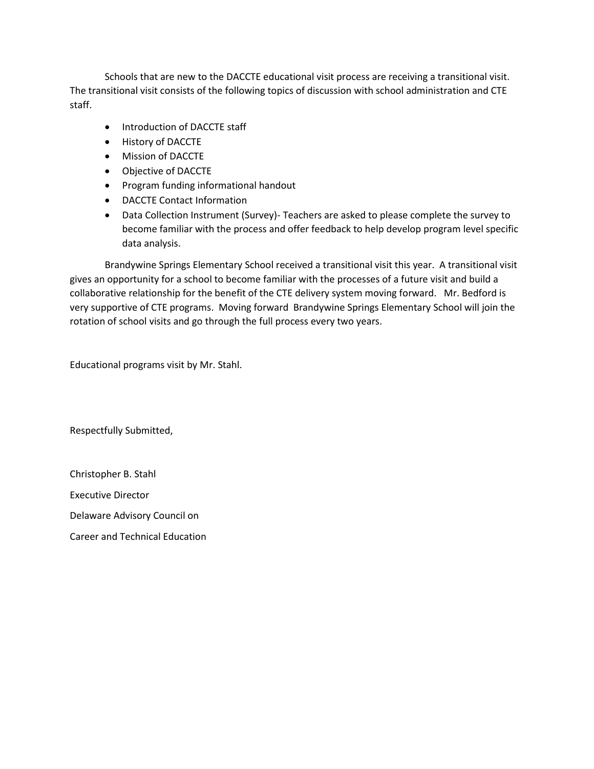Schools that are new to the DACCTE educational visit process are receiving a transitional visit. The transitional visit consists of the following topics of discussion with school administration and CTE staff.

- Introduction of DACCTE staff
- History of DACCTE
- Mission of DACCTE
- Objective of DACCTE
- Program funding informational handout
- DACCTE Contact Information
- Data Collection Instrument (Survey)- Teachers are asked to please complete the survey to become familiar with the process and offer feedback to help develop program level specific data analysis.

Brandywine Springs Elementary School received a transitional visit this year. A transitional visit gives an opportunity for a school to become familiar with the processes of a future visit and build a collaborative relationship for the benefit of the CTE delivery system moving forward. Mr. Bedford is very supportive of CTE programs. Moving forward Brandywine Springs Elementary School will join the rotation of school visits and go through the full process every two years.

Educational programs visit by Mr. Stahl.

Respectfully Submitted,

Christopher B. Stahl

Executive Director

Delaware Advisory Council on

Career and Technical Education